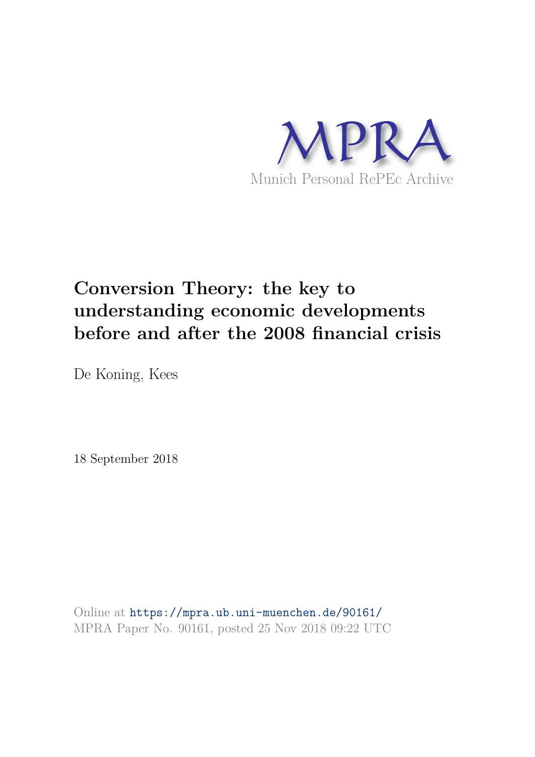MPRA

Munich Personal RePEc Archive

# Conversion Theory: the key to understanding economic developments before and after the 2008 financial crisis

De Koning, Kees

18 September 2018

Online at https://mpra.ub.uni-muenchen.de/90161/
MPRA Paper No. 90161, posted 25 Nov 2018 09:22 UTC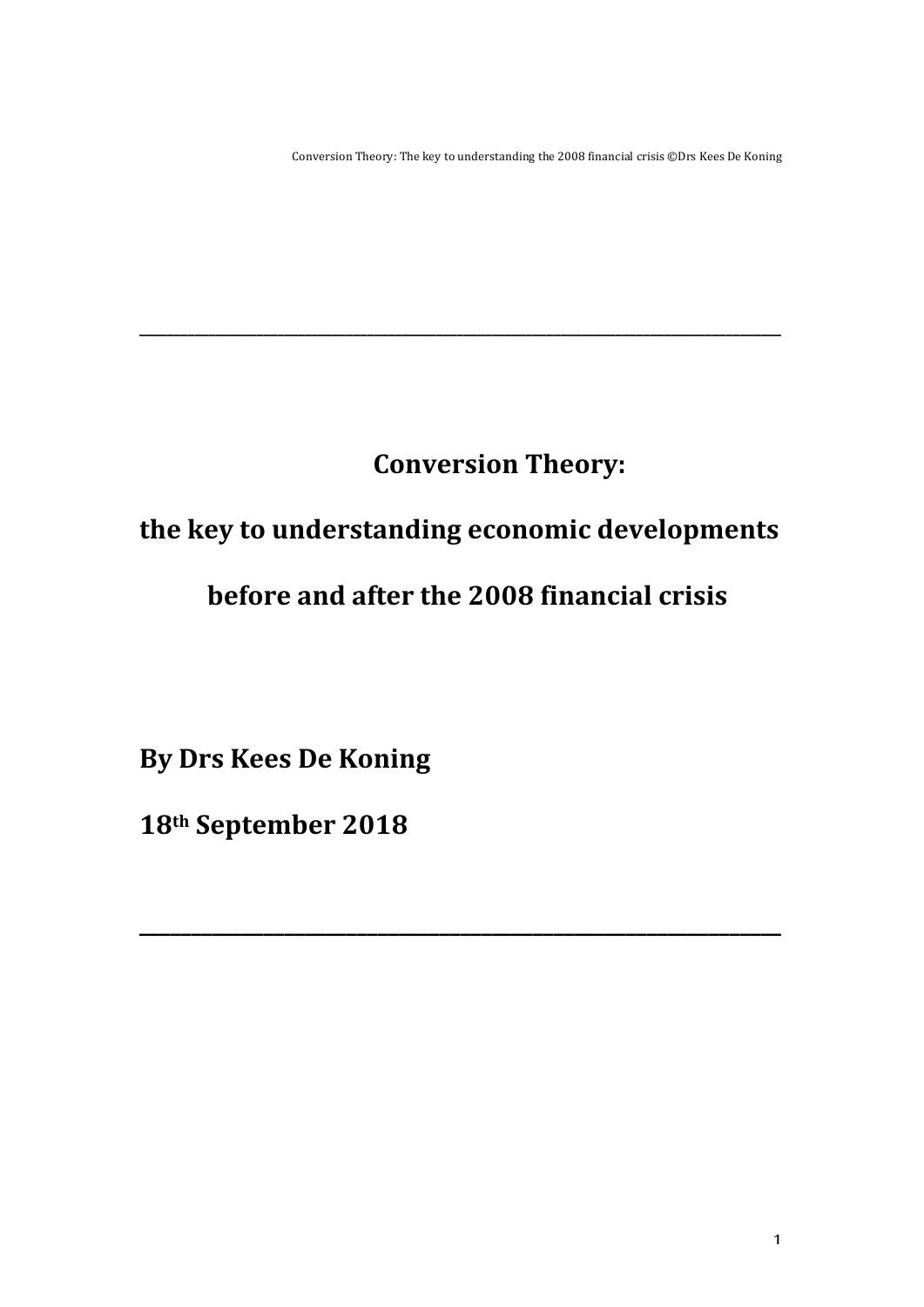# Conversion Theory:

# the key to understanding economic developments before and after the 2008 financial crisis

**By Drs Kees De Koning**

**18th September 2018**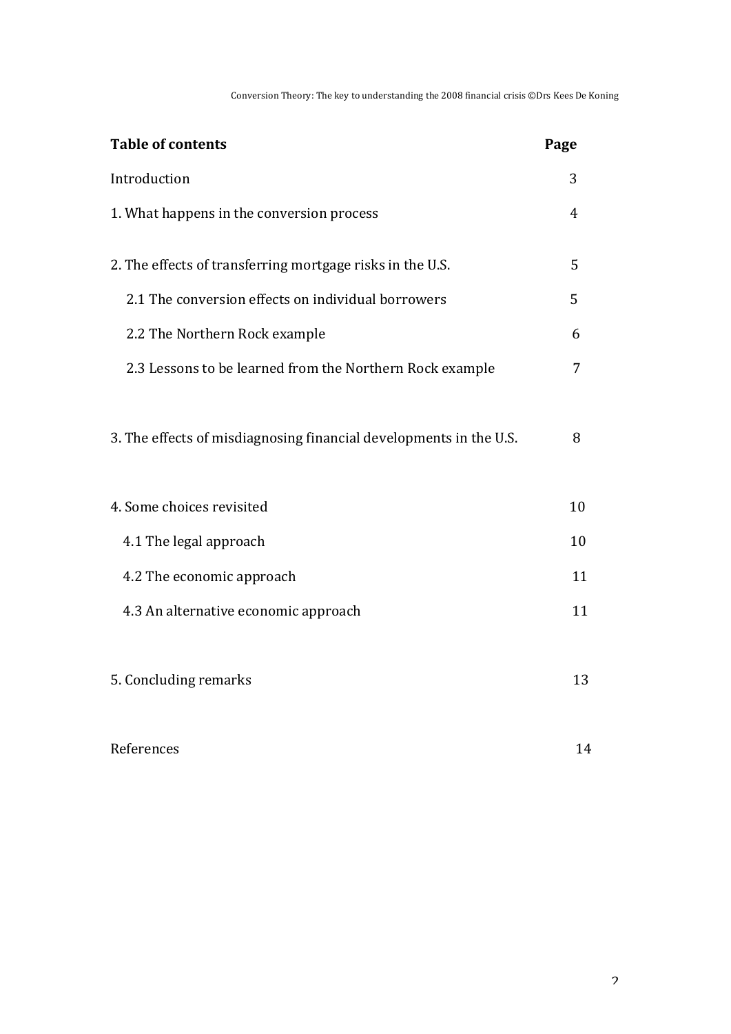| Table of contents | Page |
|---|---|
| Introduction | 3 |
| 1. What happens in the conversion process | 4 |
| 2. The effects of transferring mortgage risks in the U.S. | 5 |
| 2.1 The conversion effects on individual borrowers | 5 |
| 2.2 The Northern Rock example | 6 |
| 2.3 Lessons to be learned from the Northern Rock example | 7 |
| 3. The effects of misdiagnosing financial developments in the U.S. | 8 |
| 4. Some choices revisited | 10 |
| 4.1 The legal approach | 10 |
| 4.2 The economic approach | 11 |
| 4.3 An alternative economic approach | 11 |
| 5. Concluding remarks | 13 |
| References | 14 |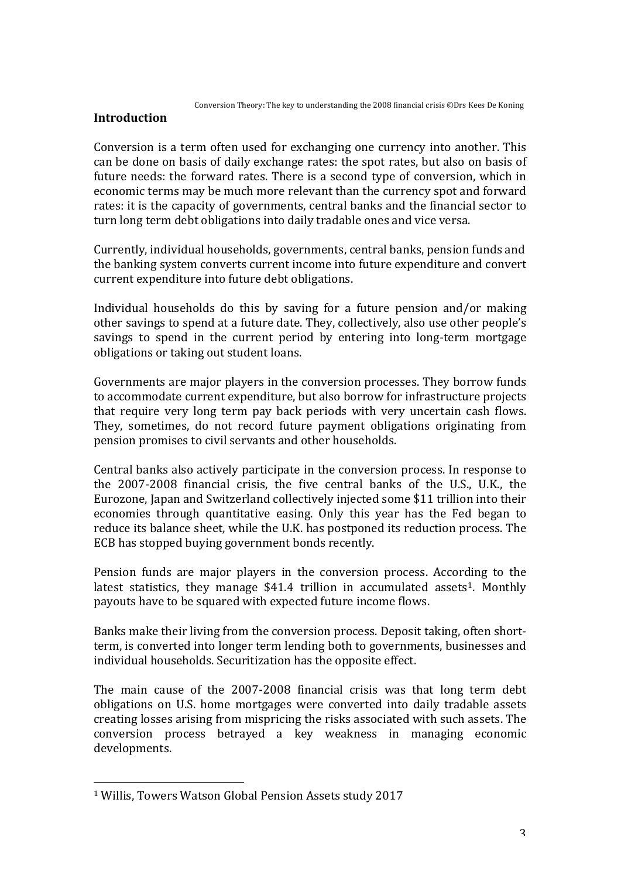## Introduction

Conversion is a term often used for exchanging one currency into another. This can be done on basis of daily exchange rates: the spot rates, but also on basis of future needs: the forward rates. There is a second type of conversion, which in economic terms may be much more relevant than the currency spot and forward rates: it is the capacity of governments, central banks and the financial sector to turn long term debt obligations into daily tradable ones and vice versa.

Currently, individual households, governments, central banks, pension funds and the banking system converts current income into future expenditure and convert current expenditure into future debt obligations.

Individual households do this by saving for a future pension and/or making other savings to spend at a future date. They, collectively, also use other people's savings to spend in the current period by entering into long-term mortgage obligations or taking out student loans.

Governments are major players in the conversion processes. They borrow funds to accommodate current expenditure, but also borrow for infrastructure projects that require very long term pay back periods with very uncertain cash flows. They, sometimes, do not record future payment obligations originating from pension promises to civil servants and other households.

Central banks also actively participate in the conversion process. In response to the 2007-2008 financial crisis, the five central banks of the U.S., U.K., the Eurozone, Japan and Switzerland collectively injected some $11 trillion into their economies through quantitative easing. Only this year has the Fed began to reduce its balance sheet, while the U.K. has postponed its reduction process. The ECB has stopped buying government bonds recently.

Pension funds are major players in the conversion process. According to the latest statistics, they manage $41.4 trillion in accumulated assets[1]. Monthly payouts have to be squared with expected future income flows.

Banks make their living from the conversion process. Deposit taking, often short-term, is converted into longer term lending both to governments, businesses and individual households. Securitization has the opposite effect.

The main cause of the 2007-2008 financial crisis was that long term debt obligations on U.S. home mortgages were converted into daily tradable assets creating losses arising from mispricing the risks associated with such assets. The conversion process betrayed a key weakness in managing economic developments.

[1] Willis, Towers Watson Global Pension Assets study 2017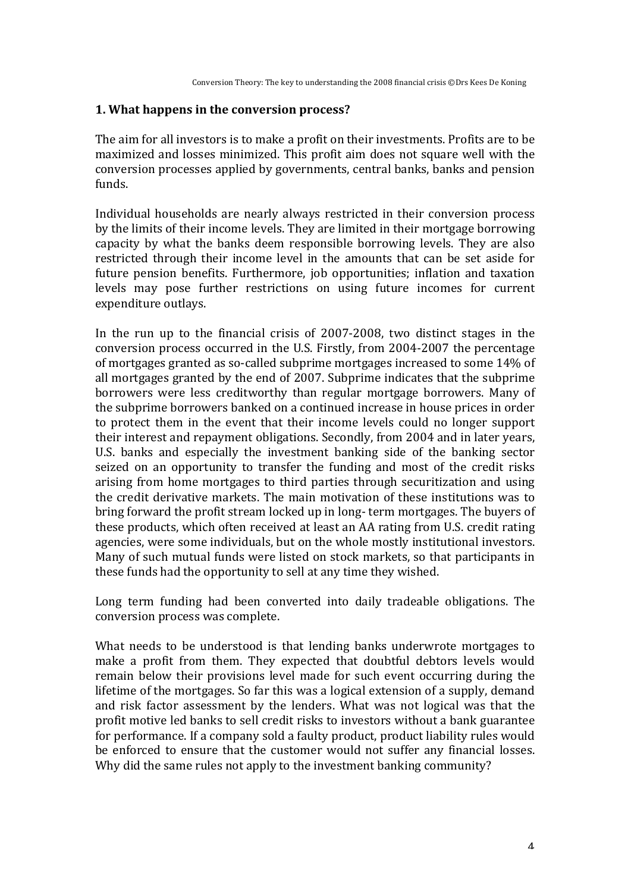## 1. What happens in the conversion process?

The aim for all investors is to make a profit on their investments. Profits are to be maximized and losses minimized. This profit aim does not square well with the conversion processes applied by governments, central banks, banks and pension funds.

Individual households are nearly always restricted in their conversion process by the limits of their income levels. They are limited in their mortgage borrowing capacity by what the banks deem responsible borrowing levels. They are also restricted through their income level in the amounts that can be set aside for future pension benefits. Furthermore, job opportunities; inflation and taxation levels may pose further restrictions on using future incomes for current expenditure outlays.

In the run up to the financial crisis of 2007-2008, two distinct stages in the conversion process occurred in the U.S. Firstly, from 2004-2007 the percentage of mortgages granted as so-called subprime mortgages increased to some 14% of all mortgages granted by the end of 2007. Subprime indicates that the subprime borrowers were less creditworthy than regular mortgage borrowers. Many of the subprime borrowers banked on a continued increase in house prices in order to protect them in the event that their income levels could no longer support their interest and repayment obligations. Secondly, from 2004 and in later years, U.S. banks and especially the investment banking side of the banking sector seized on an opportunity to transfer the funding and most of the credit risks arising from home mortgages to third parties through securitization and using the credit derivative markets. The main motivation of these institutions was to bring forward the profit stream locked up in long- term mortgages. The buyers of these products, which often received at least an AA rating from U.S. credit rating agencies, were some individuals, but on the whole mostly institutional investors. Many of such mutual funds were listed on stock markets, so that participants in these funds had the opportunity to sell at any time they wished.

Long term funding had been converted into daily tradeable obligations. The conversion process was complete.

What needs to be understood is that lending banks underwrote mortgages to make a profit from them. They expected that doubtful debtors levels would remain below their provisions level made for such event occurring during the lifetime of the mortgages. So far this was a logical extension of a supply, demand and risk factor assessment by the lenders. What was not logical was that the profit motive led banks to sell credit risks to investors without a bank guarantee for performance. If a company sold a faulty product, product liability rules would be enforced to ensure that the customer would not suffer any financial losses. Why did the same rules not apply to the investment banking community?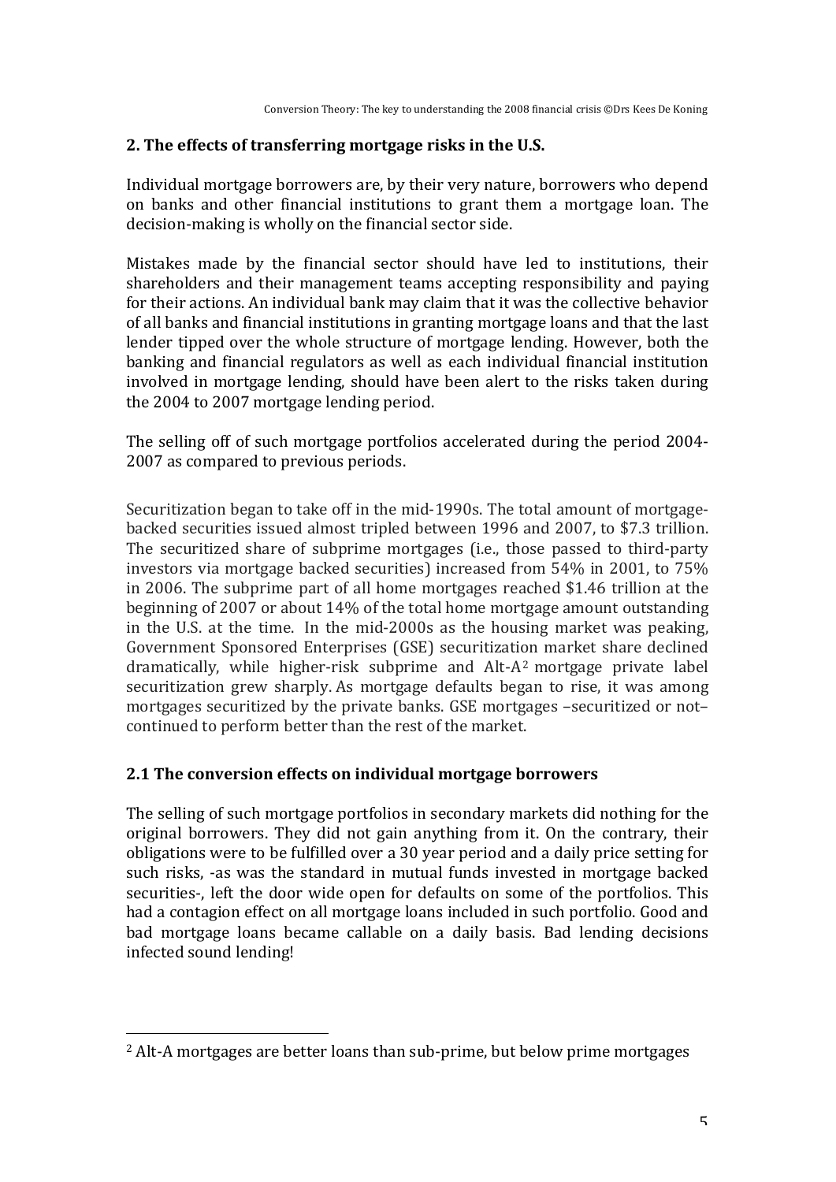## 2. The effects of transferring mortgage risks in the U.S.

Individual mortgage borrowers are, by their very nature, borrowers who depend on banks and other financial institutions to grant them a mortgage loan. The decision-making is wholly on the financial sector side.

Mistakes made by the financial sector should have led to institutions, their shareholders and their management teams accepting responsibility and paying for their actions. An individual bank may claim that it was the collective behavior of all banks and financial institutions in granting mortgage loans and that the last lender tipped over the whole structure of mortgage lending. However, both the banking and financial regulators as well as each individual financial institution involved in mortgage lending, should have been alert to the risks taken during the 2004 to 2007 mortgage lending period.

The selling off of such mortgage portfolios accelerated during the period 2004-2007 as compared to previous periods.

Securitization began to take off in the mid-1990s. The total amount of mortgage-backed securities issued almost tripled between 1996 and 2007, to $7.3 trillion. The securitized share of subprime mortgages (i.e., those passed to third-party investors via mortgage backed securities) increased from 54% in 2001, to 75% in 2006. The subprime part of all home mortgages reached $1.46 trillion at the beginning of 2007 or about 14% of the total home mortgage amount outstanding in the U.S. at the time. In the mid-2000s as the housing market was peaking, Government Sponsored Enterprises (GSE) securitization market share declined dramatically, while higher-risk subprime and Alt-A[2] mortgage private label securitization grew sharply. As mortgage defaults began to rise, it was among mortgages securitized by the private banks. GSE mortgages –securitized or not– continued to perform better than the rest of the market.

### 2.1 The conversion effects on individual mortgage borrowers

The selling of such mortgage portfolios in secondary markets did nothing for the original borrowers. They did not gain anything from it. On the contrary, their obligations were to be fulfilled over a 30 year period and a daily price setting for such risks, -as was the standard in mutual funds invested in mortgage backed securities-, left the door wide open for defaults on some of the portfolios. This had a contagion effect on all mortgage loans included in such portfolio. Good and bad mortgage loans became callable on a daily basis. Bad lending decisions infected sound lending!

---

[2] Alt-A mortgages are better loans than sub-prime, but below prime mortgages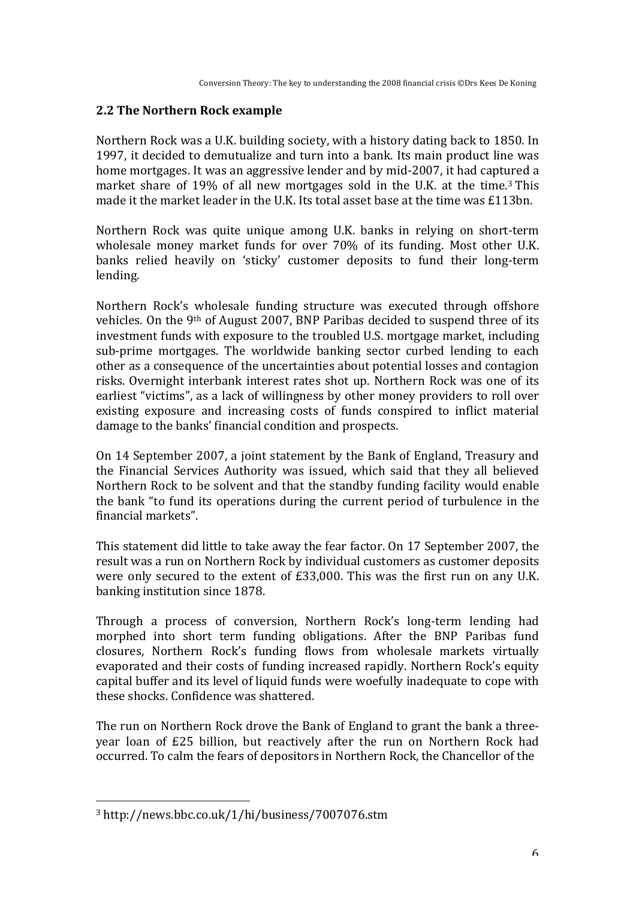## 2.2 The Northern Rock example

Northern Rock was a U.K. building society, with a history dating back to 1850. In 1997, it decided to demutualize and turn into a bank. Its main product line was home mortgages. It was an aggressive lender and by mid-2007, it had captured a market share of 19% of all new mortgages sold in the U.K. at the time.[3] This made it the market leader in the U.K. Its total asset base at the time was £113bn.

Northern Rock was quite unique among U.K. banks in relying on short-term wholesale money market funds for over 70% of its funding. Most other U.K. banks relied heavily on 'sticky' customer deposits to fund their long-term lending.

Northern Rock's wholesale funding structure was executed through offshore vehicles. On the 9th of August 2007, BNP Paribas decided to suspend three of its investment funds with exposure to the troubled U.S. mortgage market, including sub-prime mortgages. The worldwide banking sector curbed lending to each other as a consequence of the uncertainties about potential losses and contagion risks. Overnight interbank interest rates shot up. Northern Rock was one of its earliest "victims", as a lack of willingness by other money providers to roll over existing exposure and increasing costs of funds conspired to inflict material damage to the banks' financial condition and prospects.

On 14 September 2007, a joint statement by the Bank of England, Treasury and the Financial Services Authority was issued, which said that they all believed Northern Rock to be solvent and that the standby funding facility would enable the bank "to fund its operations during the current period of turbulence in the financial markets".

This statement did little to take away the fear factor. On 17 September 2007, the result was a run on Northern Rock by individual customers as customer deposits were only secured to the extent of £33,000. This was the first run on any U.K. banking institution since 1878.

Through a process of conversion, Northern Rock's long-term lending had morphed into short term funding obligations. After the BNP Paribas fund closures, Northern Rock's funding flows from wholesale markets virtually evaporated and their costs of funding increased rapidly. Northern Rock's equity capital buffer and its level of liquid funds were woefully inadequate to cope with these shocks. Confidence was shattered.

The run on Northern Rock drove the Bank of England to grant the bank a three-year loan of £25 billion, but reactively after the run on Northern Rock had occurred. To calm the fears of depositors in Northern Rock, the Chancellor of the

[3] http://news.bbc.co.uk/1/hi/business/7007076.stm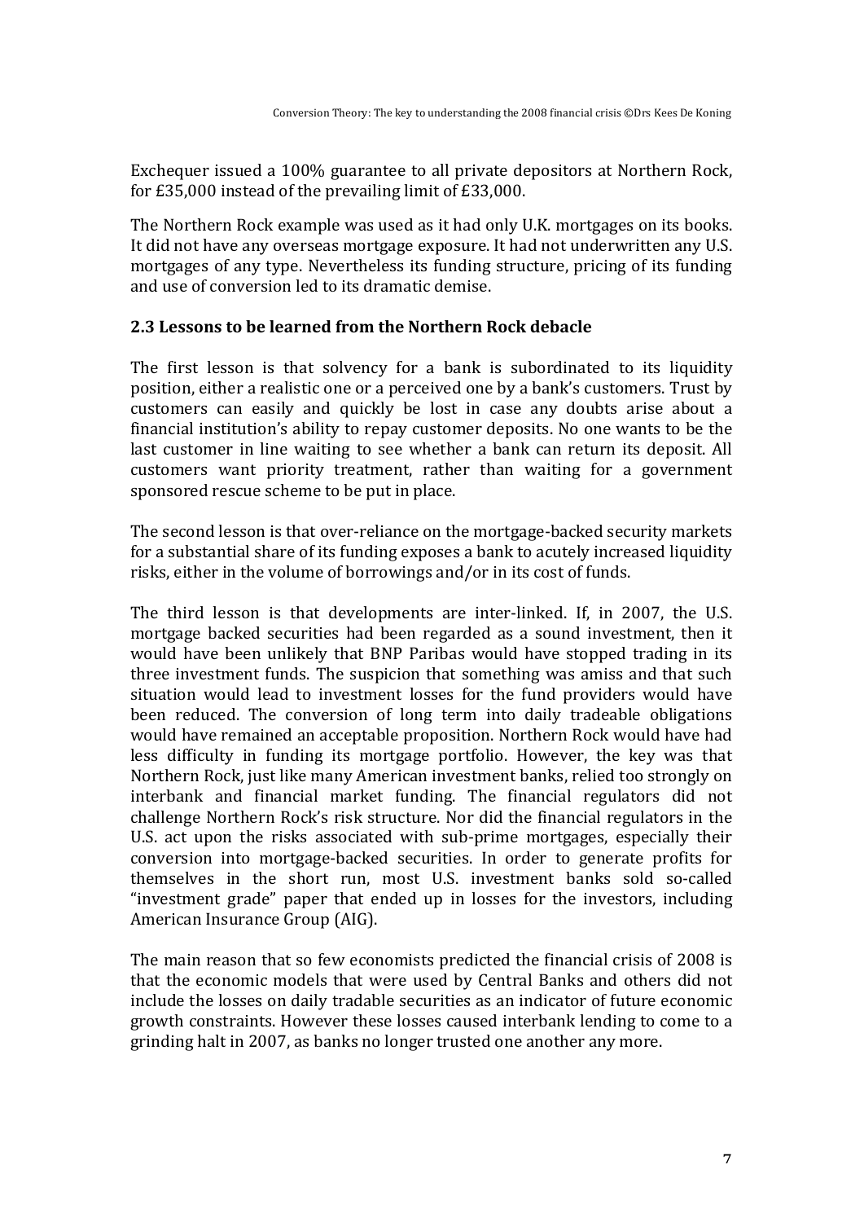Exchequer issued a 100% guarantee to all private depositors at Northern Rock, for £35,000 instead of the prevailing limit of £33,000.

The Northern Rock example was used as it had only U.K. mortgages on its books. It did not have any overseas mortgage exposure. It had not underwritten any U.S. mortgages of any type. Nevertheless its funding structure, pricing of its funding and use of conversion led to its dramatic demise.

### 2.3 Lessons to be learned from the Northern Rock debacle

The first lesson is that solvency for a bank is subordinated to its liquidity position, either a realistic one or a perceived one by a bank's customers. Trust by customers can easily and quickly be lost in case any doubts arise about a financial institution's ability to repay customer deposits. No one wants to be the last customer in line waiting to see whether a bank can return its deposit. All customers want priority treatment, rather than waiting for a government sponsored rescue scheme to be put in place.

The second lesson is that over-reliance on the mortgage-backed security markets for a substantial share of its funding exposes a bank to acutely increased liquidity risks, either in the volume of borrowings and/or in its cost of funds.

The third lesson is that developments are inter-linked. If, in 2007, the U.S. mortgage backed securities had been regarded as a sound investment, then it would have been unlikely that BNP Paribas would have stopped trading in its three investment funds. The suspicion that something was amiss and that such situation would lead to investment losses for the fund providers would have been reduced. The conversion of long term into daily tradeable obligations would have remained an acceptable proposition. Northern Rock would have had less difficulty in funding its mortgage portfolio. However, the key was that Northern Rock, just like many American investment banks, relied too strongly on interbank and financial market funding. The financial regulators did not challenge Northern Rock's risk structure. Nor did the financial regulators in the U.S. act upon the risks associated with sub-prime mortgages, especially their conversion into mortgage-backed securities. In order to generate profits for themselves in the short run, most U.S. investment banks sold so-called "investment grade" paper that ended up in losses for the investors, including American Insurance Group (AIG).

The main reason that so few economists predicted the financial crisis of 2008 is that the economic models that were used by Central Banks and others did not include the losses on daily tradable securities as an indicator of future economic growth constraints. However these losses caused interbank lending to come to a grinding halt in 2007, as banks no longer trusted one another any more.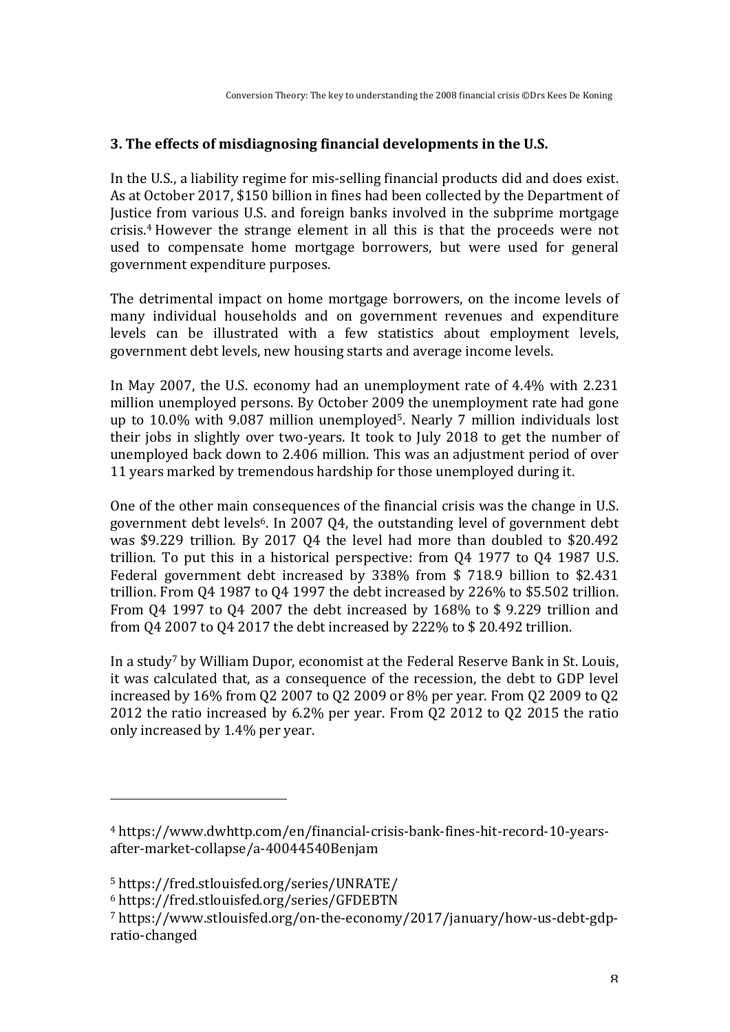## 3. The effects of misdiagnosing financial developments in the U.S.

In the U.S., a liability regime for mis-selling financial products did and does exist. As at October 2017, $150 billion in fines had been collected by the Department of Justice from various U.S. and foreign banks involved in the subprime mortgage crisis.[4] However the strange element in all this is that the proceeds were not used to compensate home mortgage borrowers, but were used for general government expenditure purposes.

The detrimental impact on home mortgage borrowers, on the income levels of many individual households and on government revenues and expenditure levels can be illustrated with a few statistics about employment levels, government debt levels, new housing starts and average income levels.

In May 2007, the U.S. economy had an unemployment rate of 4.4% with 2.231 million unemployed persons. By October 2009 the unemployment rate had gone up to 10.0% with 9.087 million unemployed[5]. Nearly 7 million individuals lost their jobs in slightly over two-years. It took to July 2018 to get the number of unemployed back down to 2.406 million. This was an adjustment period of over 11 years marked by tremendous hardship for those unemployed during it.

One of the other main consequences of the financial crisis was the change in U.S. government debt levels[6]. In 2007 Q4, the outstanding level of government debt was $9.229 trillion. By 2017 Q4 the level had more than doubled to $20.492 trillion. To put this in a historical perspective: from Q4 1977 to Q4 1987 U.S. Federal government debt increased by 338% from $ 718.9 billion to $2.431 trillion. From Q4 1987 to Q4 1997 the debt increased by 226% to $5.502 trillion. From Q4 1997 to Q4 2007 the debt increased by 168% to $ 9.229 trillion and from Q4 2007 to Q4 2017 the debt increased by 222% to $ 20.492 trillion.

In a study[7] by William Dupor, economist at the Federal Reserve Bank in St. Louis, it was calculated that, as a consequence of the recession, the debt to GDP level increased by 16% from Q2 2007 to Q2 2009 or 8% per year. From Q2 2009 to Q2 2012 the ratio increased by 6.2% per year. From Q2 2012 to Q2 2015 the ratio only increased by 1.4% per year.

---

[4] https://www.dwhttp.com/en/financial-crisis-bank-fines-hit-record-10-years-after-market-collapse/a-40044540Benjam

[5] https://fred.stlouisfed.org/series/UNRATE/

[6] https://fred.stlouisfed.org/series/GFDEBTN

[7] https://www.stlouisfed.org/on-the-economy/2017/january/how-us-debt-gdp-ratio-changed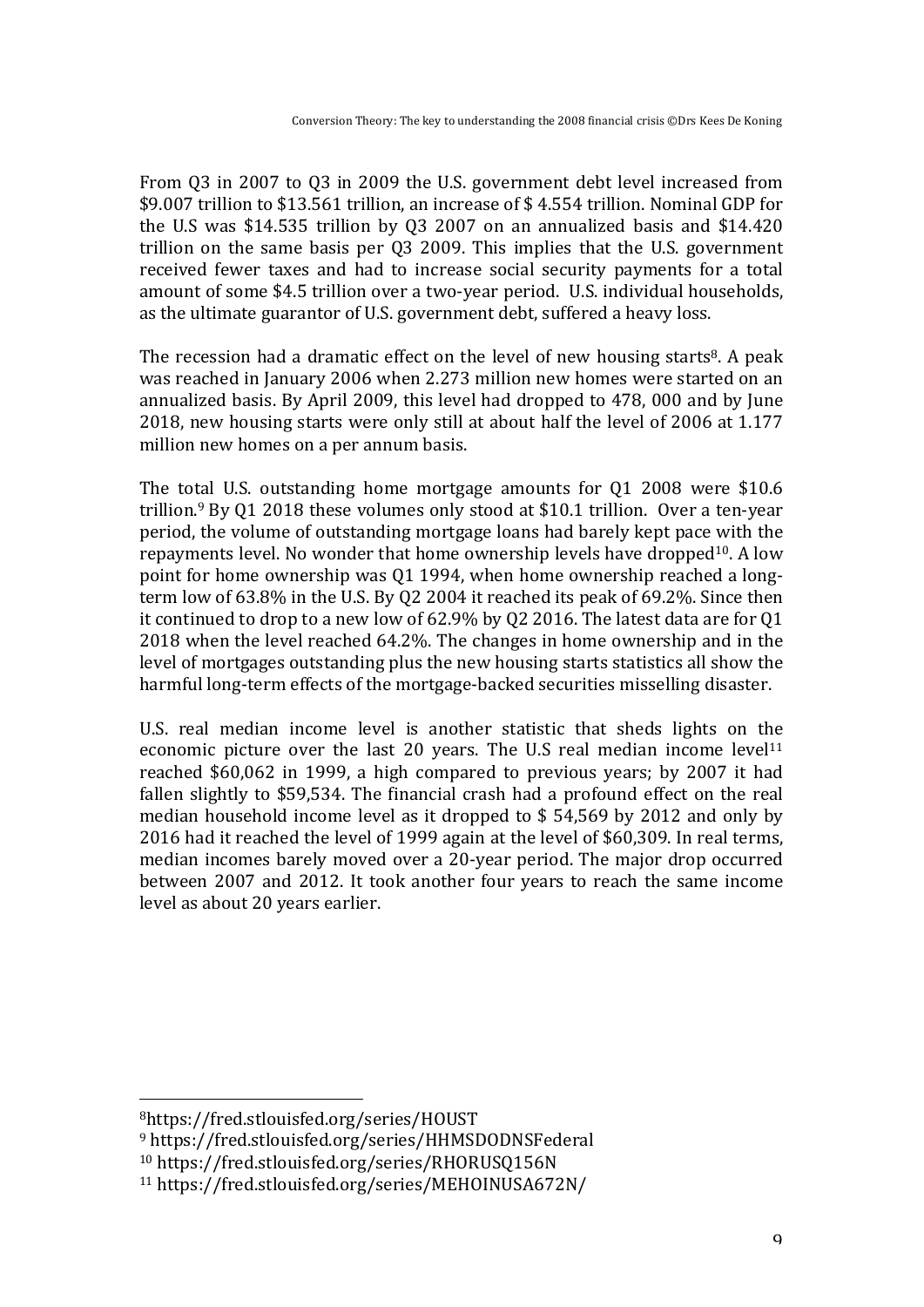From Q3 in 2007 to Q3 in 2009 the U.S. government debt level increased from $9.007 trillion to $13.561 trillion, an increase of $ 4.554 trillion. Nominal GDP for the U.S was $14.535 trillion by Q3 2007 on an annualized basis and $14.420 trillion on the same basis per Q3 2009. This implies that the U.S. government received fewer taxes and had to increase social security payments for a total amount of some $4.5 trillion over a two-year period. U.S. individual households, as the ultimate guarantor of U.S. government debt, suffered a heavy loss.

The recession had a dramatic effect on the level of new housing starts[8]. A peak was reached in January 2006 when 2.273 million new homes were started on an annualized basis. By April 2009, this level had dropped to 478, 000 and by June 2018, new housing starts were only still at about half the level of 2006 at 1.177 million new homes on a per annum basis.

The total U.S. outstanding home mortgage amounts for Q1 2008 were $10.6 trillion.[9] By Q1 2018 these volumes only stood at $10.1 trillion. Over a ten-year period, the volume of outstanding mortgage loans had barely kept pace with the repayments level. No wonder that home ownership levels have dropped[10]. A low point for home ownership was Q1 1994, when home ownership reached a long-term low of 63.8% in the U.S. By Q2 2004 it reached its peak of 69.2%. Since then it continued to drop to a new low of 62.9% by Q2 2016. The latest data are for Q1 2018 when the level reached 64.2%. The changes in home ownership and in the level of mortgages outstanding plus the new housing starts statistics all show the harmful long-term effects of the mortgage-backed securities misselling disaster.

U.S. real median income level is another statistic that sheds lights on the economic picture over the last 20 years. The U.S real median income level[11] reached $60,062 in 1999, a high compared to previous years; by 2007 it had fallen slightly to $59,534. The financial crash had a profound effect on the real median household income level as it dropped to $ 54,569 by 2012 and only by 2016 had it reached the level of 1999 again at the level of $60,309. In real terms, median incomes barely moved over a 20-year period. The major drop occurred between 2007 and 2012. It took another four years to reach the same income level as about 20 years earlier.

---

[8] https://fred.stlouisfed.org/series/HOUST

[9] https://fred.stlouisfed.org/series/HHMSDODNSFederal

[10] https://fred.stlouisfed.org/series/RHORUSQ156N

[11] https://fred.stlouisfed.org/series/MEHOINUSA672N/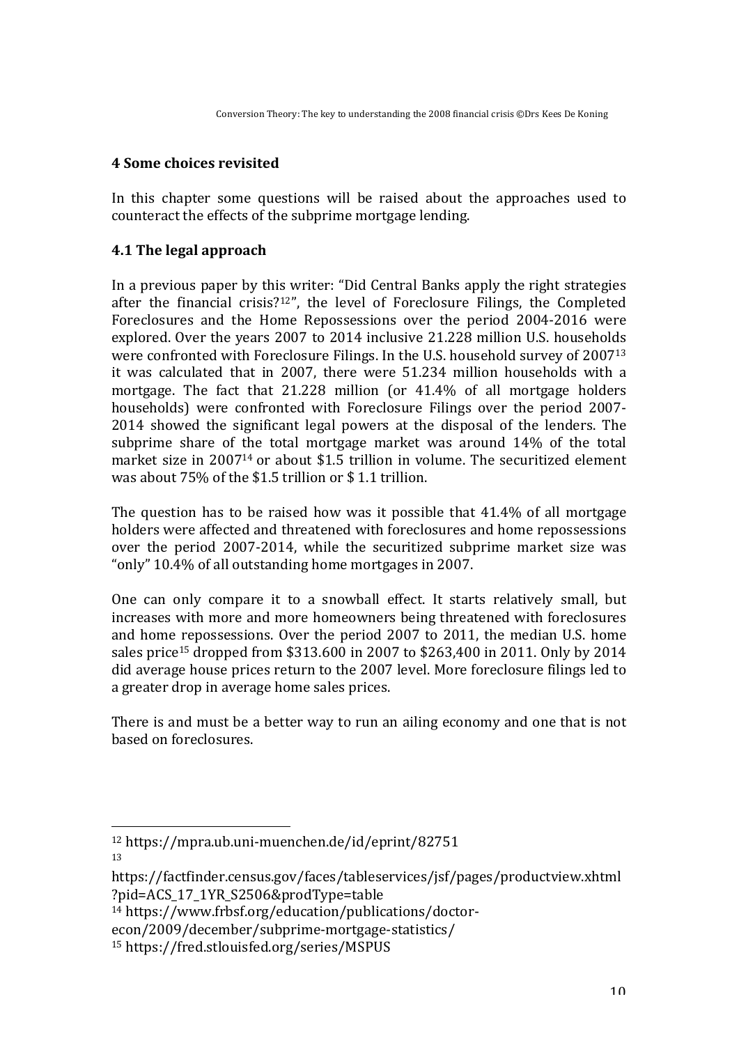## 4 Some choices revisited

In this chapter some questions will be raised about the approaches used to counteract the effects of the subprime mortgage lending.

### 4.1 The legal approach

In a previous paper by this writer: "Did Central Banks apply the right strategies after the financial crisis?[12]", the level of Foreclosure Filings, the Completed Foreclosures and the Home Repossessions over the period 2004-2016 were explored. Over the years 2007 to 2014 inclusive 21.228 million U.S. households were confronted with Foreclosure Filings. In the U.S. household survey of 2007[13] it was calculated that in 2007, there were 51.234 million households with a mortgage. The fact that 21.228 million (or 41.4% of all mortgage holders households) were confronted with Foreclosure Filings over the period 2007-2014 showed the significant legal powers at the disposal of the lenders. The subprime share of the total mortgage market was around 14% of the total market size in 2007[14] or about $1.5 trillion in volume. The securitized element was about 75% of the $1.5 trillion or $ 1.1 trillion.

The question has to be raised how was it possible that 41.4% of all mortgage holders were affected and threatened with foreclosures and home repossessions over the period 2007-2014, while the securitized subprime market size was "only" 10.4% of all outstanding home mortgages in 2007.

One can only compare it to a snowball effect. It starts relatively small, but increases with more and more homeowners being threatened with foreclosures and home repossessions. Over the period 2007 to 2011, the median U.S. home sales price[15] dropped from $313.600 in 2007 to $263,400 in 2011. Only by 2014 did average house prices return to the 2007 level. More foreclosure filings led to a greater drop in average home sales prices.

There is and must be a better way to run an ailing economy and one that is not based on foreclosures.

---

[12] https://mpra.ub.uni-muenchen.de/id/eprint/82751

[13] https://factfinder.census.gov/faces/tableservices/jsf/pages/productview.xhtml?pid=ACS_17_1YR_S2506&prodType=table

[14] https://www.frbsf.org/education/publications/doctor-econ/2009/december/subprime-mortgage-statistics/

[15] https://fred.stlouisfed.org/series/MSPUS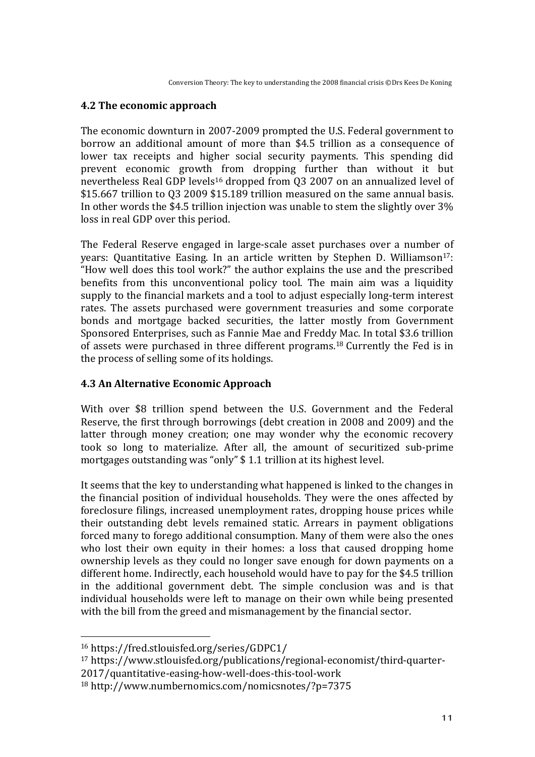## 4.2 The economic approach

The economic downturn in 2007-2009 prompted the U.S. Federal government to borrow an additional amount of more than $4.5 trillion as a consequence of lower tax receipts and higher social security payments. This spending did prevent economic growth from dropping further than without it but nevertheless Real GDP levels[16] dropped from Q3 2007 on an annualized level of $15.667 trillion to Q3 2009 $15.189 trillion measured on the same annual basis. In other words the $4.5 trillion injection was unable to stem the slightly over 3% loss in real GDP over this period.

The Federal Reserve engaged in large-scale asset purchases over a number of years: Quantitative Easing. In an article written by Stephen D. Williamson[17]: "How well does this tool work?" the author explains the use and the prescribed benefits from this unconventional policy tool. The main aim was a liquidity supply to the financial markets and a tool to adjust especially long-term interest rates. The assets purchased were government treasuries and some corporate bonds and mortgage backed securities, the latter mostly from Government Sponsored Enterprises, such as Fannie Mae and Freddy Mac. In total $3.6 trillion of assets were purchased in three different programs.[18] Currently the Fed is in the process of selling some of its holdings.

## 4.3 An Alternative Economic Approach

With over $8 trillion spend between the U.S. Government and the Federal Reserve, the first through borrowings (debt creation in 2008 and 2009) and the latter through money creation; one may wonder why the economic recovery took so long to materialize. After all, the amount of securitized sub-prime mortgages outstanding was "only" $ 1.1 trillion at its highest level.

It seems that the key to understanding what happened is linked to the changes in the financial position of individual households. They were the ones affected by foreclosure filings, increased unemployment rates, dropping house prices while their outstanding debt levels remained static. Arrears in payment obligations forced many to forego additional consumption. Many of them were also the ones who lost their own equity in their homes: a loss that caused dropping home ownership levels as they could no longer save enough for down payments on a different home. Indirectly, each household would have to pay for the $4.5 trillion in the additional government debt. The simple conclusion was and is that individual households were left to manage on their own while being presented with the bill from the greed and mismanagement by the financial sector.

---

[16] https://fred.stlouisfed.org/series/GDPC1/

[17] https://www.stlouisfed.org/publications/regional-economist/third-quarter-2017/quantitative-easing-how-well-does-this-tool-work

[18] http://www.numbernomics.com/nomicsnotes/?p=7375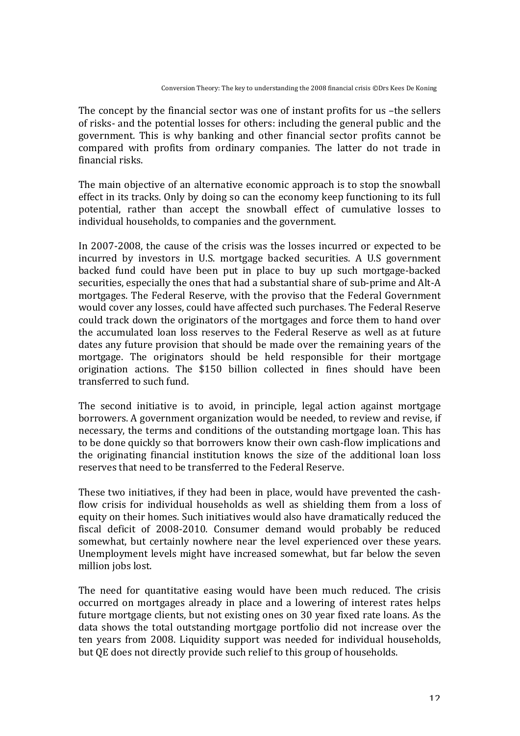The concept by the financial sector was one of instant profits for us –the sellers of risks- and the potential losses for others: including the general public and the government. This is why banking and other financial sector profits cannot be compared with profits from ordinary companies. The latter do not trade in financial risks.

The main objective of an alternative economic approach is to stop the snowball effect in its tracks. Only by doing so can the economy keep functioning to its full potential, rather than accept the snowball effect of cumulative losses to individual households, to companies and the government.

In 2007-2008, the cause of the crisis was the losses incurred or expected to be incurred by investors in U.S. mortgage backed securities. A U.S government backed fund could have been put in place to buy up such mortgage-backed securities, especially the ones that had a substantial share of sub-prime and Alt-A mortgages. The Federal Reserve, with the proviso that the Federal Government would cover any losses, could have affected such purchases. The Federal Reserve could track down the originators of the mortgages and force them to hand over the accumulated loan loss reserves to the Federal Reserve as well as at future dates any future provision that should be made over the remaining years of the mortgage. The originators should be held responsible for their mortgage origination actions. The $150 billion collected in fines should have been transferred to such fund.

The second initiative is to avoid, in principle, legal action against mortgage borrowers. A government organization would be needed, to review and revise, if necessary, the terms and conditions of the outstanding mortgage loan. This has to be done quickly so that borrowers know their own cash-flow implications and the originating financial institution knows the size of the additional loan loss reserves that need to be transferred to the Federal Reserve.

These two initiatives, if they had been in place, would have prevented the cash-flow crisis for individual households as well as shielding them from a loss of equity on their homes. Such initiatives would also have dramatically reduced the fiscal deficit of 2008-2010. Consumer demand would probably be reduced somewhat, but certainly nowhere near the level experienced over these years. Unemployment levels might have increased somewhat, but far below the seven million jobs lost.

The need for quantitative easing would have been much reduced. The crisis occurred on mortgages already in place and a lowering of interest rates helps future mortgage clients, but not existing ones on 30 year fixed rate loans. As the data shows the total outstanding mortgage portfolio did not increase over the ten years from 2008. Liquidity support was needed for individual households, but QE does not directly provide such relief to this group of households.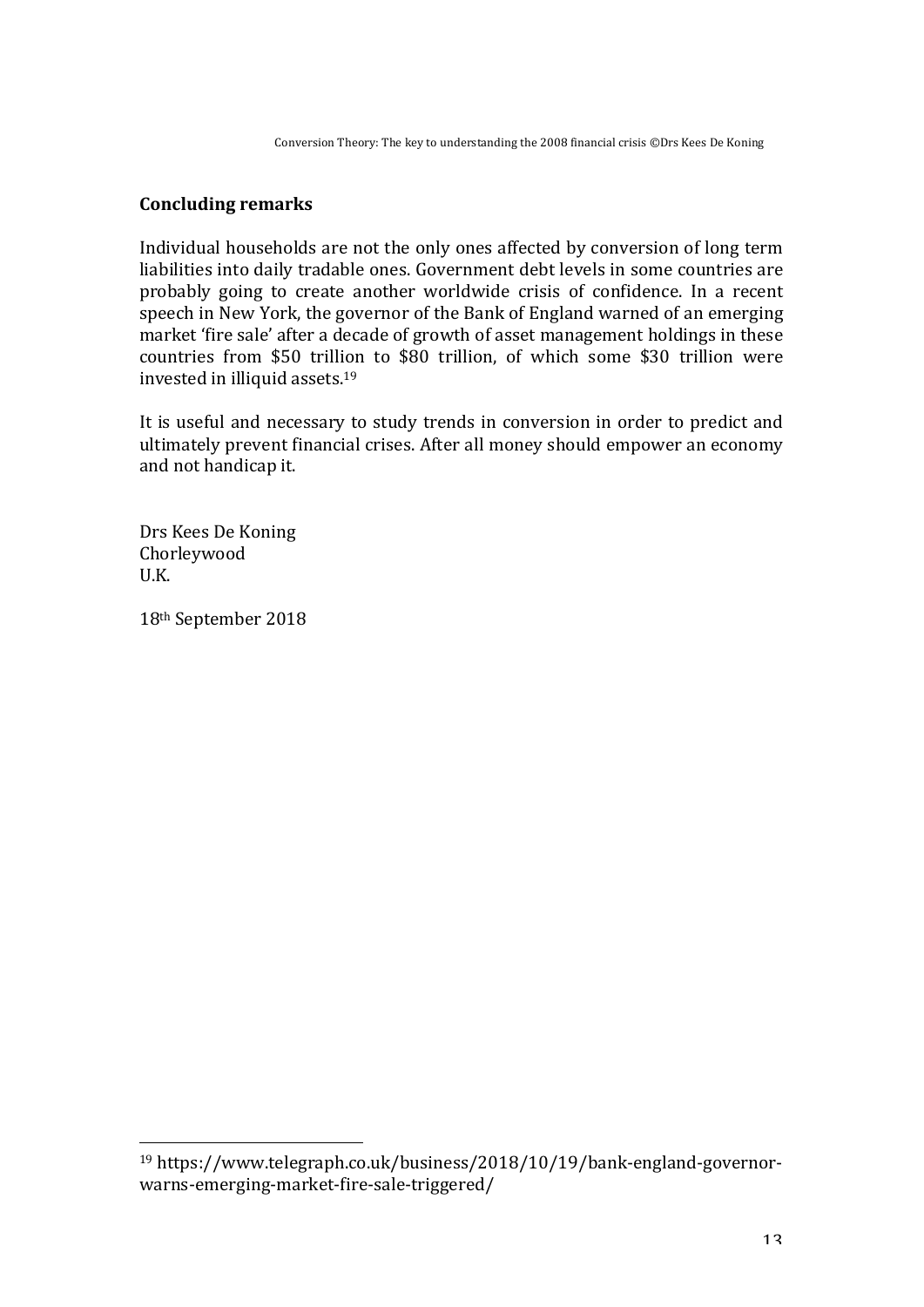## Concluding remarks

Individual households are not the only ones affected by conversion of long term liabilities into daily tradable ones. Government debt levels in some countries are probably going to create another worldwide crisis of confidence. In a recent speech in New York, the governor of the Bank of England warned of an emerging market 'fire sale' after a decade of growth of asset management holdings in these countries from $50 trillion to $80 trillion, of which some $30 trillion were invested in illiquid assets.[19]

It is useful and necessary to study trends in conversion in order to predict and ultimately prevent financial crises. After all money should empower an economy and not handicap it.

Drs Kees De Koning
Chorleywood
U.K.

18th September 2018

---

[19] https://www.telegraph.co.uk/business/2018/10/19/bank-england-governor-warns-emerging-market-fire-sale-triggered/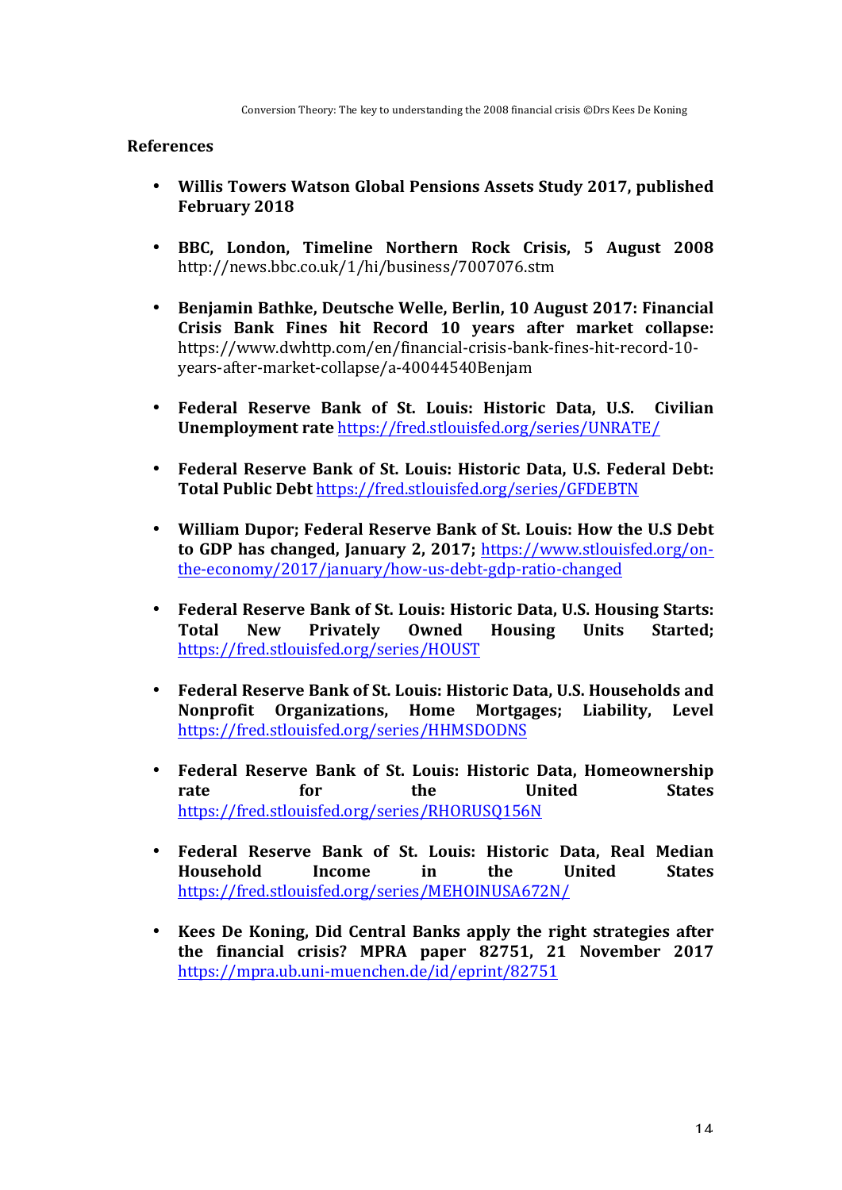## References

- **Willis Towers Watson Global Pensions Assets Study 2017, published February 2018**

- **BBC, London, Timeline Northern Rock Crisis, 5 August 2008** http://news.bbc.co.uk/1/hi/business/7007076.stm

- **Benjamin Bathke, Deutsche Welle, Berlin, 10 August 2017: Financial Crisis Bank Fines hit Record 10 years after market collapse:** https://www.dwhttp.com/en/financial-crisis-bank-fines-hit-record-10-years-after-market-collapse/a-40044540Benjam

- **Federal Reserve Bank of St. Louis: Historic Data, U.S. Civilian Unemployment rate** https://fred.stlouisfed.org/series/UNRATE/

- **Federal Reserve Bank of St. Louis: Historic Data, U.S. Federal Debt: Total Public Debt** https://fred.stlouisfed.org/series/GFDEBTN

- **William Dupor; Federal Reserve Bank of St. Louis: How the U.S Debt to GDP has changed, January 2, 2017;** https://www.stlouisfed.org/on-the-economy/2017/january/how-us-debt-gdp-ratio-changed

- **Federal Reserve Bank of St. Louis: Historic Data, U.S. Housing Starts: Total New Privately Owned Housing Units Started;** https://fred.stlouisfed.org/series/HOUST

- **Federal Reserve Bank of St. Louis: Historic Data, U.S. Households and Nonprofit Organizations, Home Mortgages; Liability, Level** https://fred.stlouisfed.org/series/HHMSDODNS

- **Federal Reserve Bank of St. Louis: Historic Data, Homeownership rate for the United States** https://fred.stlouisfed.org/series/RHORUSQ156N

- **Federal Reserve Bank of St. Louis: Historic Data, Real Median Household Income in the United States** https://fred.stlouisfed.org/series/MEHOINUSA672N/

- **Kees De Koning, Did Central Banks apply the right strategies after the financial crisis? MPRA paper 82751, 21 November 2017** https://mpra.ub.uni-muenchen.de/id/eprint/82751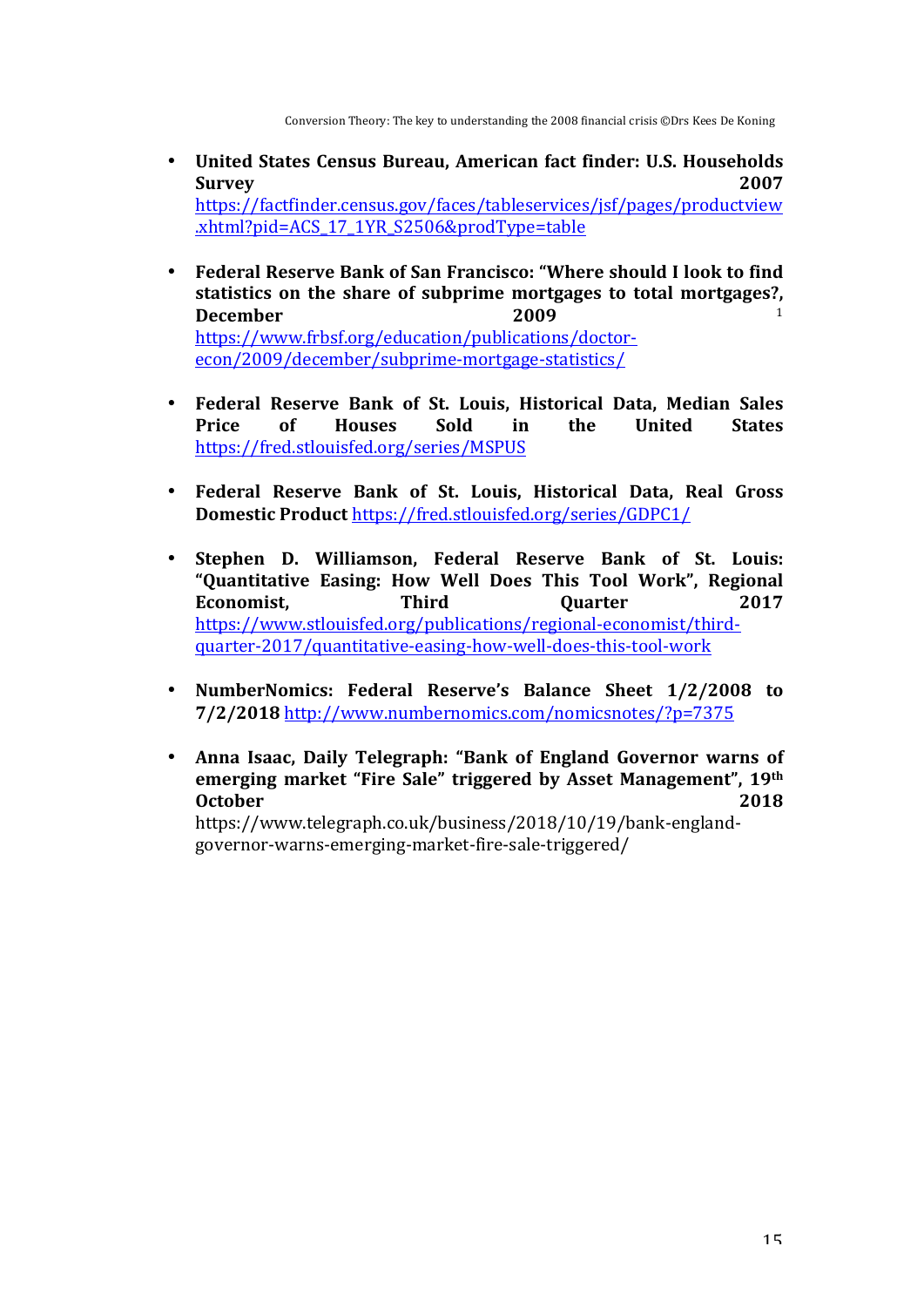- **United States Census Bureau, American fact finder: U.S. Households Survey 2007** https://factfinder.census.gov/faces/tableservices/jsf/pages/productview.xhtml?pid=ACS_17_1YR_S2506&prodType=table

- **Federal Reserve Bank of San Francisco: "Where should I look to find statistics on the share of subprime mortgages to total mortgages?, December 2009** https://www.frbsf.org/education/publications/doctor-econ/2009/december/subprime-mortgage-statistics/

- **Federal Reserve Bank of St. Louis, Historical Data, Median Sales Price of Houses Sold in the United States** https://fred.stlouisfed.org/series/MSPUS

- **Federal Reserve Bank of St. Louis, Historical Data, Real Gross Domestic Product** https://fred.stlouisfed.org/series/GDPC1/

- **Stephen D. Williamson, Federal Reserve Bank of St. Louis: "Quantitative Easing: How Well Does This Tool Work", Regional Economist, Third Quarter 2017** https://www.stlouisfed.org/publications/regional-economist/third-quarter-2017/quantitative-easing-how-well-does-this-tool-work

- **NumberNomics: Federal Reserve's Balance Sheet 1/2/2008 to 7/2/2018** http://www.numbernomics.com/nomicsnotes/?p=7375

- **Anna Isaac, Daily Telegraph: "Bank of England Governor warns of emerging market "Fire Sale" triggered by Asset Management", 19th October 2018** https://www.telegraph.co.uk/business/2018/10/19/bank-england-governor-warns-emerging-market-fire-sale-triggered/